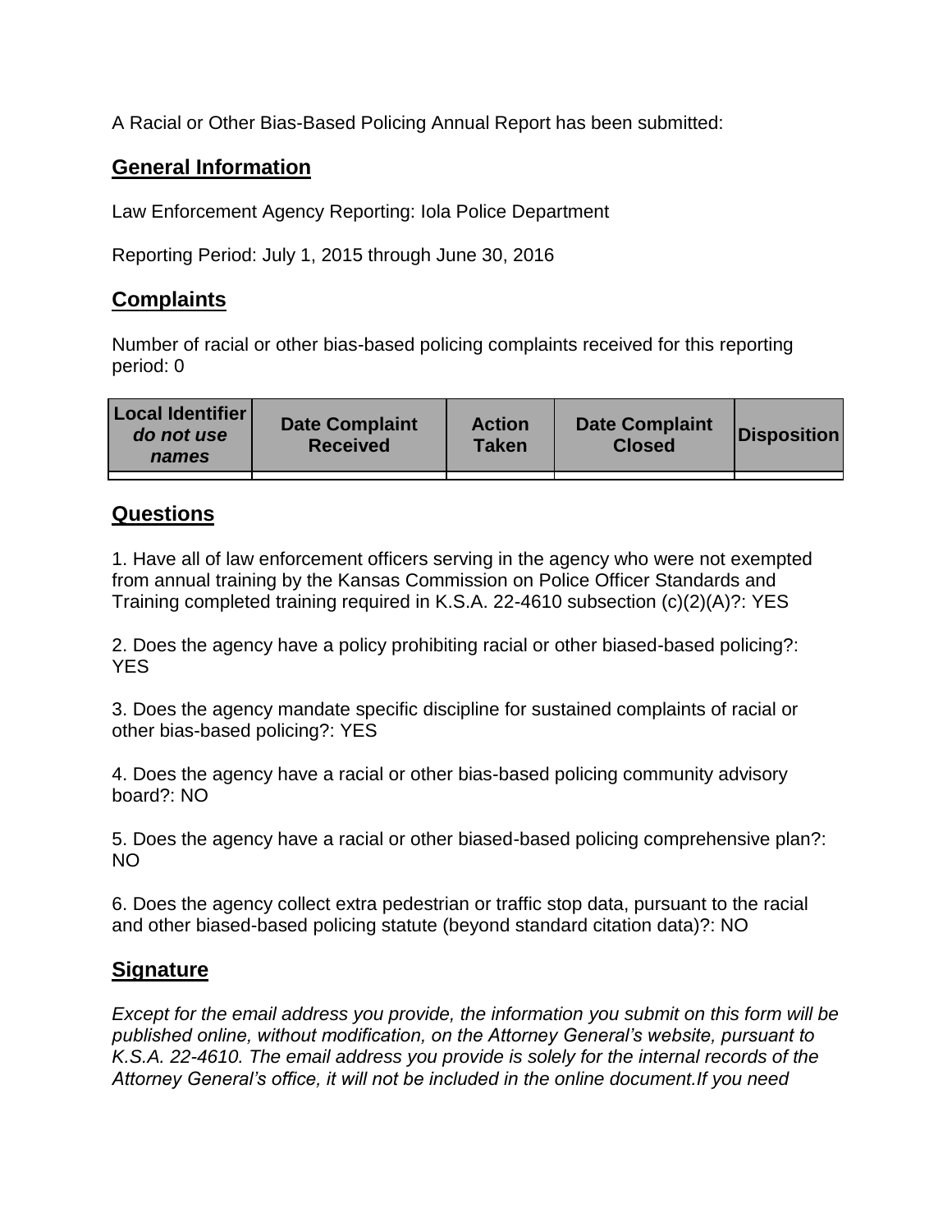A Racial or Other Bias-Based Policing Annual Report has been submitted:

## General Information

Law Enforcement Agency Reporting: Iola Police Department

Reporting Period: July 1, 2015 through June 30, 2016

## Complaints

Number of racial or other bias-based policing complaints received for this reporting period: 0

| Local Identifier *do not use names* | Date Complaint Received | Action Taken | Date Complaint Closed | Disposition |
|---|---|---|---|---|
| | | | | |

## Questions

1. Have all of law enforcement officers serving in the agency who were not exempted from annual training by the Kansas Commission on Police Officer Standards and Training completed training required in K.S.A. 22-4610 subsection (c)(2)(A)?: YES

2. Does the agency have a policy prohibiting racial or other biased-based policing?: YES

3. Does the agency mandate specific discipline for sustained complaints of racial or other bias-based policing?: YES

4. Does the agency have a racial or other bias-based policing community advisory board?: NO

5. Does the agency have a racial or other biased-based policing comprehensive plan?: NO

6. Does the agency collect extra pedestrian or traffic stop data, pursuant to the racial and other biased-based policing statute (beyond standard citation data)?: NO

## Signature

*Except for the email address you provide, the information you submit on this form will be published online, without modification, on the Attorney General's website, pursuant to K.S.A. 22-4610. The email address you provide is solely for the internal records of the Attorney General's office, it will not be included in the online document.If you need*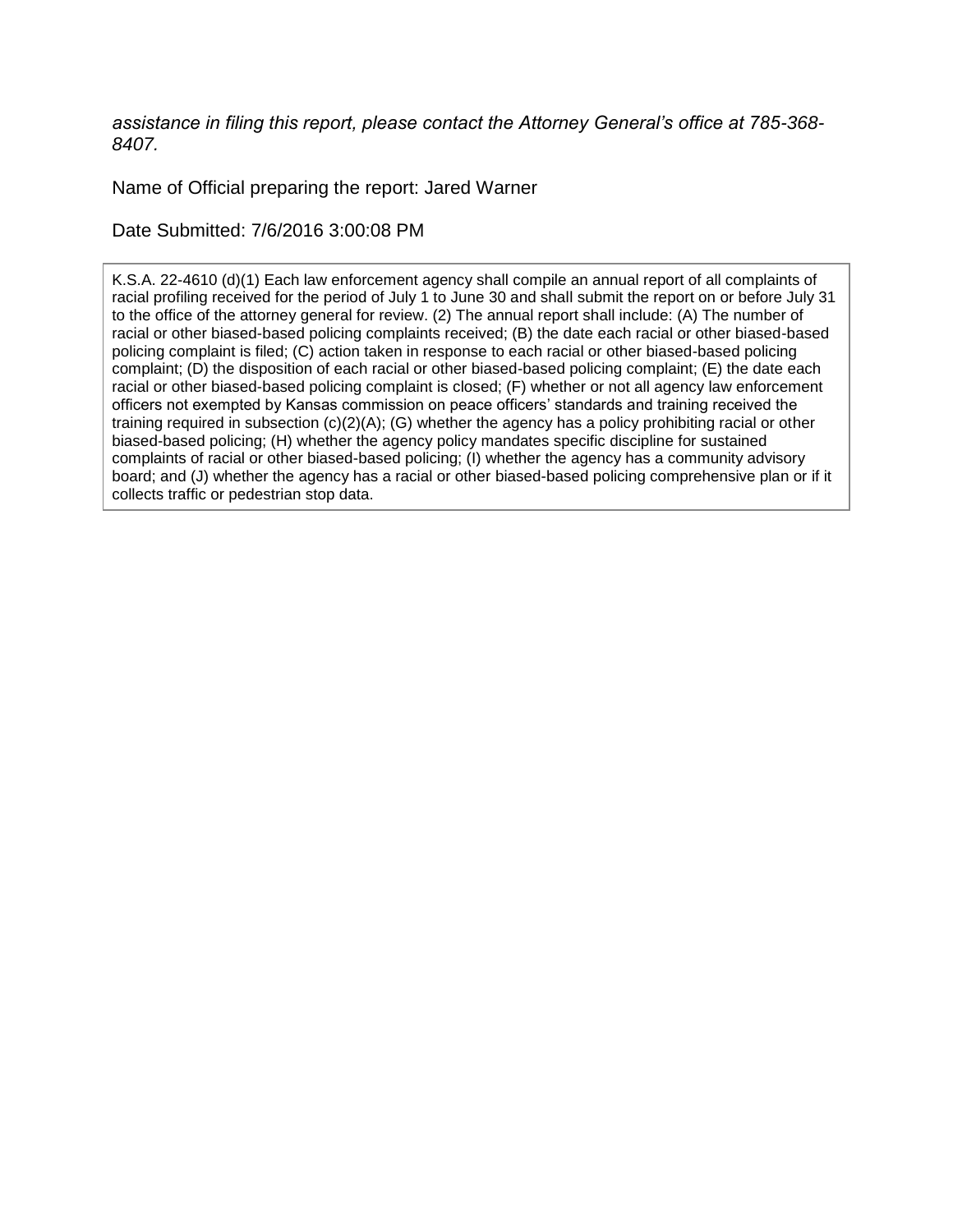*assistance in filing this report, please contact the Attorney General's office at 785-368-8407.*

Name of Official preparing the report: Jared Warner

Date Submitted: 7/6/2016 3:00:08 PM

K.S.A. 22-4610 (d)(1) Each law enforcement agency shall compile an annual report of all complaints of racial profiling received for the period of July 1 to June 30 and shall submit the report on or before July 31 to the office of the attorney general for review. (2) The annual report shall include: (A) The number of racial or other biased-based policing complaints received; (B) the date each racial or other biased-based policing complaint is filed; (C) action taken in response to each racial or other biased-based policing complaint; (D) the disposition of each racial or other biased-based policing complaint; (E) the date each racial or other biased-based policing complaint is closed; (F) whether or not all agency law enforcement officers not exempted by Kansas commission on peace officers' standards and training received the training required in subsection (c)(2)(A); (G) whether the agency has a policy prohibiting racial or other biased-based policing; (H) whether the agency policy mandates specific discipline for sustained complaints of racial or other biased-based policing; (I) whether the agency has a community advisory board; and (J) whether the agency has a racial or other biased-based policing comprehensive plan or if it collects traffic or pedestrian stop data.